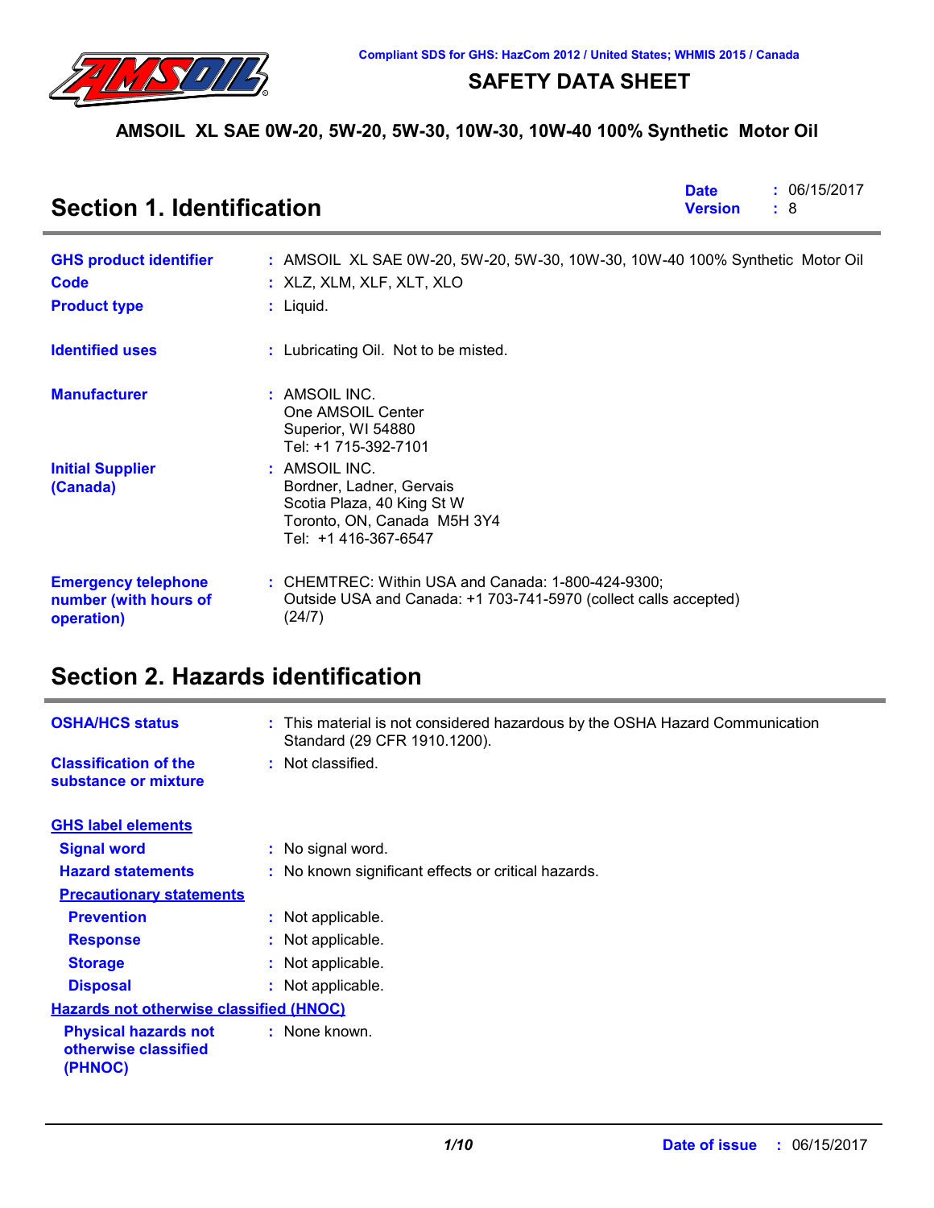Compliant SDS for GHS: HazCom 2012 / United States; WHMIS 2015 / Canada

# SAFETY DATA SHEET

**AMSOIL XL SAE 0W-20, 5W-20, 5W-30, 10W-30, 10W-40 100% Synthetic Motor Oil**

## Section 1. Identification

**Date** : 06/15/2017
**Version** : 8

| | |
|---|---|
| **GHS product identifier** | : AMSOIL XL SAE 0W-20, 5W-20, 5W-30, 10W-30, 10W-40 100% Synthetic Motor Oil |
| **Code** | : XLZ, XLM, XLF, XLT, XLO |
| **Product type** | : Liquid. |
| **Identified uses** | : Lubricating Oil. Not to be misted. |
| **Manufacturer** | : AMSOIL INC.<br>One AMSOIL Center<br>Superior, WI 54880<br>Tel: +1 715-392-7101 |
| **Initial Supplier (Canada)** | : AMSOIL INC.<br>Bordner, Ladner, Gervais<br>Scotia Plaza, 40 King St W<br>Toronto, ON, Canada M5H 3Y4<br>Tel: +1 416-367-6547 |
| **Emergency telephone number (with hours of operation)** | : CHEMTREC: Within USA and Canada: 1-800-424-9300;<br>Outside USA and Canada: +1 703-741-5970 (collect calls accepted)<br>(24/7) |

## Section 2. Hazards identification

| | |
|---|---|
| **OSHA/HCS status** | : This material is not considered hazardous by the OSHA Hazard Communication Standard (29 CFR 1910.1200). |
| **Classification of the substance or mixture** | : Not classified. |

**GHS label elements**

| | |
|---|---|
| **Signal word** | : No signal word. |
| **Hazard statements** | : No known significant effects or critical hazards. |

**Precautionary statements**

| | |
|---|---|
| **Prevention** | : Not applicable. |
| **Response** | : Not applicable. |
| **Storage** | : Not applicable. |
| **Disposal** | : Not applicable. |

**Hazards not otherwise classified (HNOC)**

| | |
|---|---|
| **Physical hazards not otherwise classified (PHNOC)** | : None known. |

**Date of issue** : 06/15/2017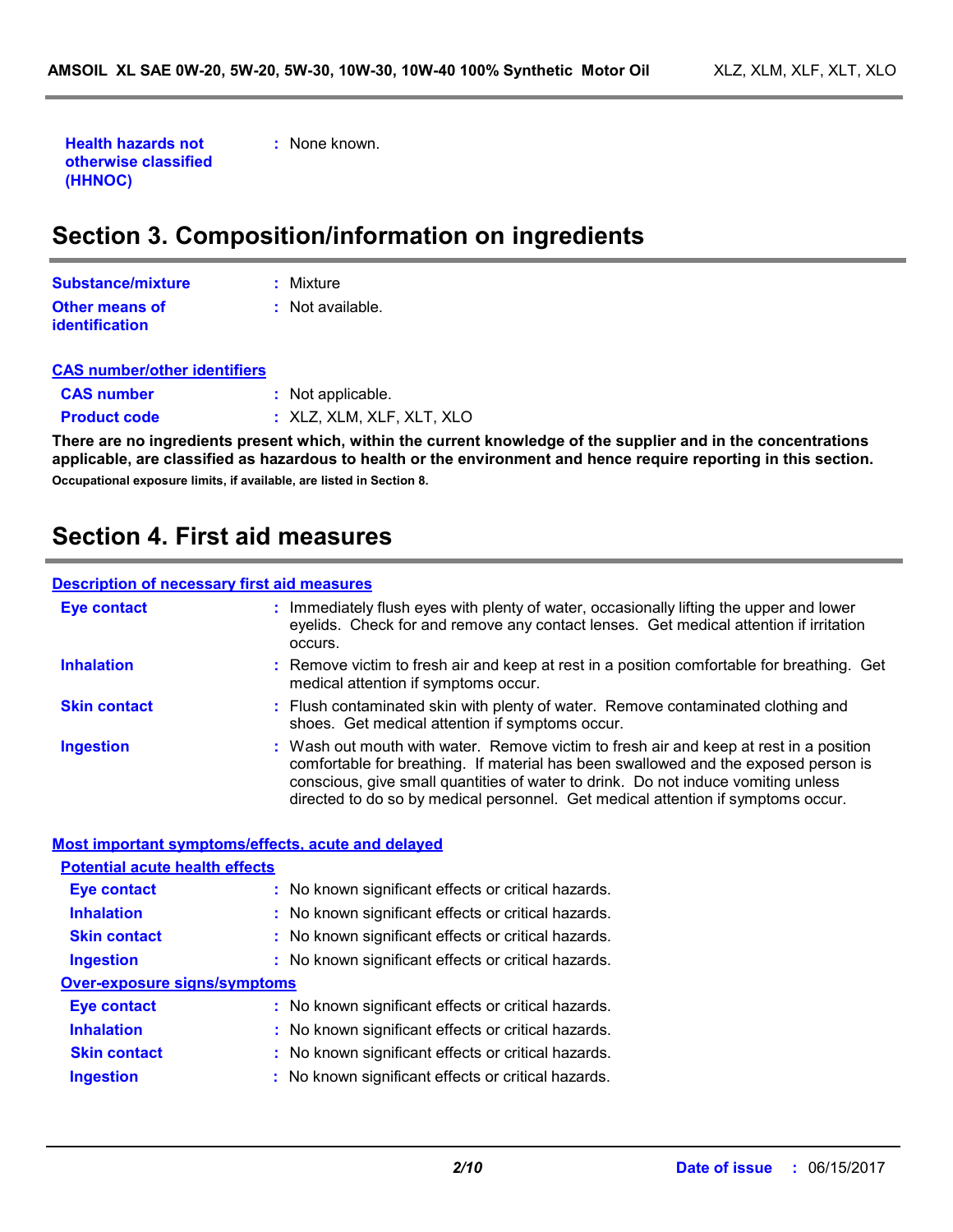| | |
|---|---|
| **Health hazards not otherwise classified (HHNOC)** | : None known. |

## Section 3. Composition/information on ingredients

| | |
|---|---|
| **Substance/mixture** | : Mixture |
| **Other means of identification** | : Not available. |

**CAS number/other identifiers**

| | |
|---|---|
| **CAS number** | : Not applicable. |
| **Product code** | : XLZ, XLM, XLF, XLT, XLO |

**There are no ingredients present which, within the current knowledge of the supplier and in the concentrations applicable, are classified as hazardous to health or the environment and hence require reporting in this section.**

**Occupational exposure limits, if available, are listed in Section 8.**

## Section 4. First aid measures

**Description of necessary first aid measures**

| | |
|---|---|
| **Eye contact** | : Immediately flush eyes with plenty of water, occasionally lifting the upper and lower eyelids. Check for and remove any contact lenses. Get medical attention if irritation occurs. |
| **Inhalation** | : Remove victim to fresh air and keep at rest in a position comfortable for breathing. Get medical attention if symptoms occur. |
| **Skin contact** | : Flush contaminated skin with plenty of water. Remove contaminated clothing and shoes. Get medical attention if symptoms occur. |
| **Ingestion** | : Wash out mouth with water. Remove victim to fresh air and keep at rest in a position comfortable for breathing. If material has been swallowed and the exposed person is conscious, give small quantities of water to drink. Do not induce vomiting unless directed to do so by medical personnel. Get medical attention if symptoms occur. |

**Most important symptoms/effects, acute and delayed**

**Potential acute health effects**

| | |
|---|---|
| **Eye contact** | : No known significant effects or critical hazards. |
| **Inhalation** | : No known significant effects or critical hazards. |
| **Skin contact** | : No known significant effects or critical hazards. |
| **Ingestion** | : No known significant effects or critical hazards. |

**Over-exposure signs/symptoms**

| | |
|---|---|
| **Eye contact** | : No known significant effects or critical hazards. |
| **Inhalation** | : No known significant effects or critical hazards. |
| **Skin contact** | : No known significant effects or critical hazards. |
| **Ingestion** | : No known significant effects or critical hazards. |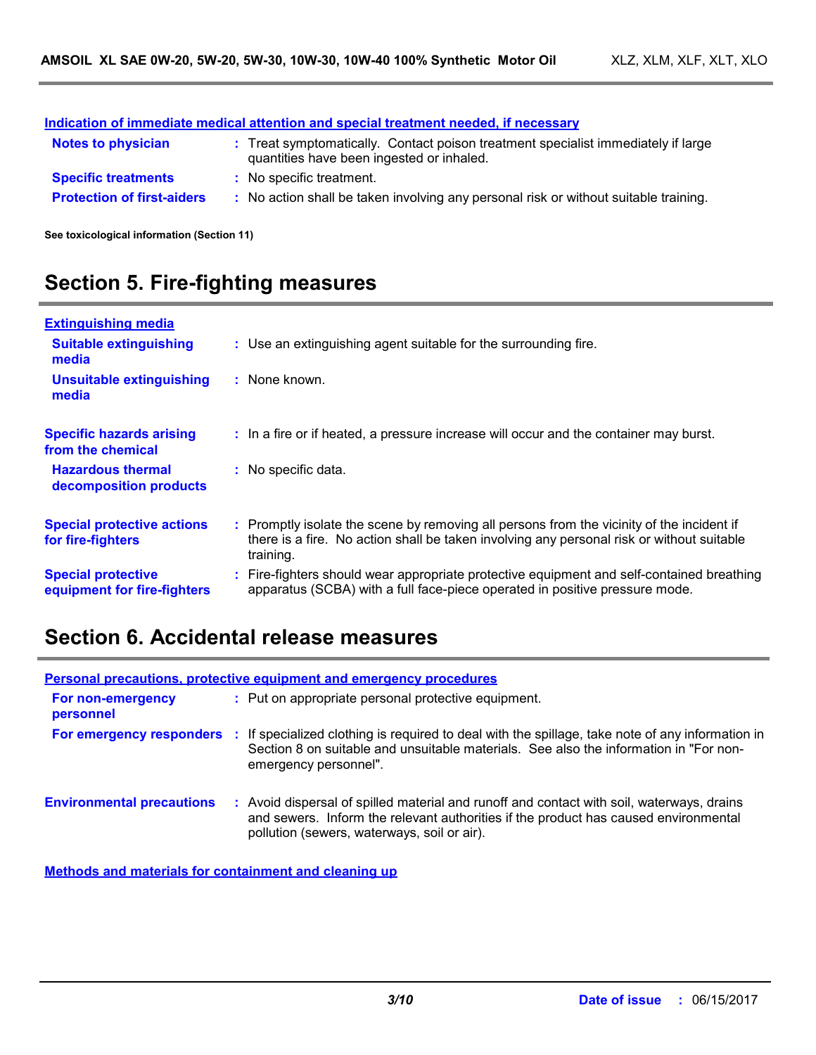**Indication of immediate medical attention and special treatment needed, if necessary**

| | |
|---|---|
| **Notes to physician** | : Treat symptomatically. Contact poison treatment specialist immediately if large quantities have been ingested or inhaled. |
| **Specific treatments** | : No specific treatment. |
| **Protection of first-aiders** | : No action shall be taken involving any personal risk or without suitable training. |

**See toxicological information (Section 11)**

## Section 5. Fire-fighting measures

**Extinguishing media**

| | |
|---|---|
| **Suitable extinguishing media** | : Use an extinguishing agent suitable for the surrounding fire. |
| **Unsuitable extinguishing media** | : None known. |
| **Specific hazards arising from the chemical** | : In a fire or if heated, a pressure increase will occur and the container may burst. |
| **Hazardous thermal decomposition products** | : No specific data. |
| **Special protective actions for fire-fighters** | : Promptly isolate the scene by removing all persons from the vicinity of the incident if there is a fire. No action shall be taken involving any personal risk or without suitable training. |
| **Special protective equipment for fire-fighters** | : Fire-fighters should wear appropriate protective equipment and self-contained breathing apparatus (SCBA) with a full face-piece operated in positive pressure mode. |

## Section 6. Accidental release measures

**Personal precautions, protective equipment and emergency procedures**

| | |
|---|---|
| **For non-emergency personnel** | : Put on appropriate personal protective equipment. |
| **For emergency responders** | : If specialized clothing is required to deal with the spillage, take note of any information in Section 8 on suitable and unsuitable materials. See also the information in "For non-emergency personnel". |
| **Environmental precautions** | : Avoid dispersal of spilled material and runoff and contact with soil, waterways, drains and sewers. Inform the relevant authorities if the product has caused environmental pollution (sewers, waterways, soil or air). |

**Methods and materials for containment and cleaning up**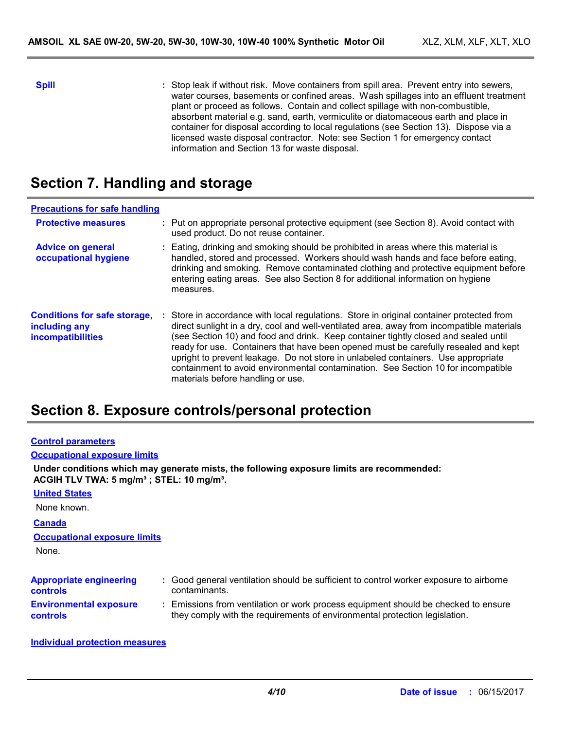**Spill** : Stop leak if without risk. Move containers from spill area. Prevent entry into sewers, water courses, basements or confined areas. Wash spillages into an effluent treatment plant or proceed as follows. Contain and collect spillage with non-combustible, absorbent material e.g. sand, earth, vermiculite or diatomaceous earth and place in container for disposal according to local regulations (see Section 13). Dispose via a licensed waste disposal contractor. Note: see Section 1 for emergency contact information and Section 13 for waste disposal.

## Section 7. Handling and storage

**Precautions for safe handling**

**Protective measures** : Put on appropriate personal protective equipment (see Section 8). Avoid contact with used product. Do not reuse container.

**Advice on general occupational hygiene** : Eating, drinking and smoking should be prohibited in areas where this material is handled, stored and processed. Workers should wash hands and face before eating, drinking and smoking. Remove contaminated clothing and protective equipment before entering eating areas. See also Section 8 for additional information on hygiene measures.

**Conditions for safe storage, including any incompatibilities** : Store in accordance with local regulations. Store in original container protected from direct sunlight in a dry, cool and well-ventilated area, away from incompatible materials (see Section 10) and food and drink. Keep container tightly closed and sealed until ready for use. Containers that have been opened must be carefully resealed and kept upright to prevent leakage. Do not store in unlabeled containers. Use appropriate containment to avoid environmental contamination. See Section 10 for incompatible materials before handling or use.

## Section 8. Exposure controls/personal protection

**Control parameters**

**Occupational exposure limits**

**Under conditions which may generate mists, the following exposure limits are recommended:**
**ACGIH TLV TWA: 5 mg/m³ ; STEL: 10 mg/m³.**

**United States**

None known.

**Canada**

**Occupational exposure limits**

None.

**Appropriate engineering controls** : Good general ventilation should be sufficient to control worker exposure to airborne contaminants.

**Environmental exposure controls** : Emissions from ventilation or work process equipment should be checked to ensure they comply with the requirements of environmental protection legislation.

**Individual protection measures**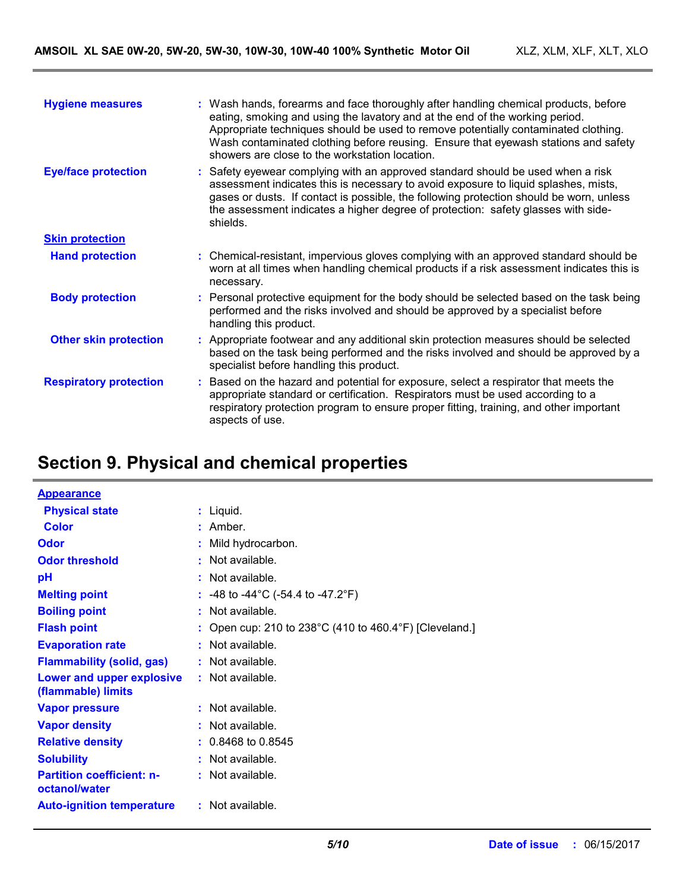**Hygiene measures** : Wash hands, forearms and face thoroughly after handling chemical products, before eating, smoking and using the lavatory and at the end of the working period. Appropriate techniques should be used to remove potentially contaminated clothing. Wash contaminated clothing before reusing. Ensure that eyewash stations and safety showers are close to the workstation location.

**Eye/face protection** : Safety eyewear complying with an approved standard should be used when a risk assessment indicates this is necessary to avoid exposure to liquid splashes, mists, gases or dusts. If contact is possible, the following protection should be worn, unless the assessment indicates a higher degree of protection: safety glasses with side-shields.

**Skin protection**

**Hand protection** : Chemical-resistant, impervious gloves complying with an approved standard should be worn at all times when handling chemical products if a risk assessment indicates this is necessary.

**Body protection** : Personal protective equipment for the body should be selected based on the task being performed and the risks involved and should be approved by a specialist before handling this product.

**Other skin protection** : Appropriate footwear and any additional skin protection measures should be selected based on the task being performed and the risks involved and should be approved by a specialist before handling this product.

**Respiratory protection** : Based on the hazard and potential for exposure, select a respirator that meets the appropriate standard or certification. Respirators must be used according to a respiratory protection program to ensure proper fitting, training, and other important aspects of use.

## Section 9. Physical and chemical properties

**Appearance**

**Physical state** : Liquid.

**Color** : Amber.

**Odor** : Mild hydrocarbon.

**Odor threshold** : Not available.

**pH** : Not available.

**Melting point** : -48 to -44°C (-54.4 to -47.2°F)

**Boiling point** : Not available.

**Flash point** : Open cup: 210 to 238°C (410 to 460.4°F) [Cleveland.]

**Evaporation rate** : Not available.

**Flammability (solid, gas)** : Not available.

**Lower and upper explosive (flammable) limits** : Not available.

**Vapor pressure** : Not available.

**Vapor density** : Not available.

**Relative density** : 0.8468 to 0.8545

**Solubility** : Not available.

**Partition coefficient: n-octanol/water** : Not available.

**Auto-ignition temperature** : Not available.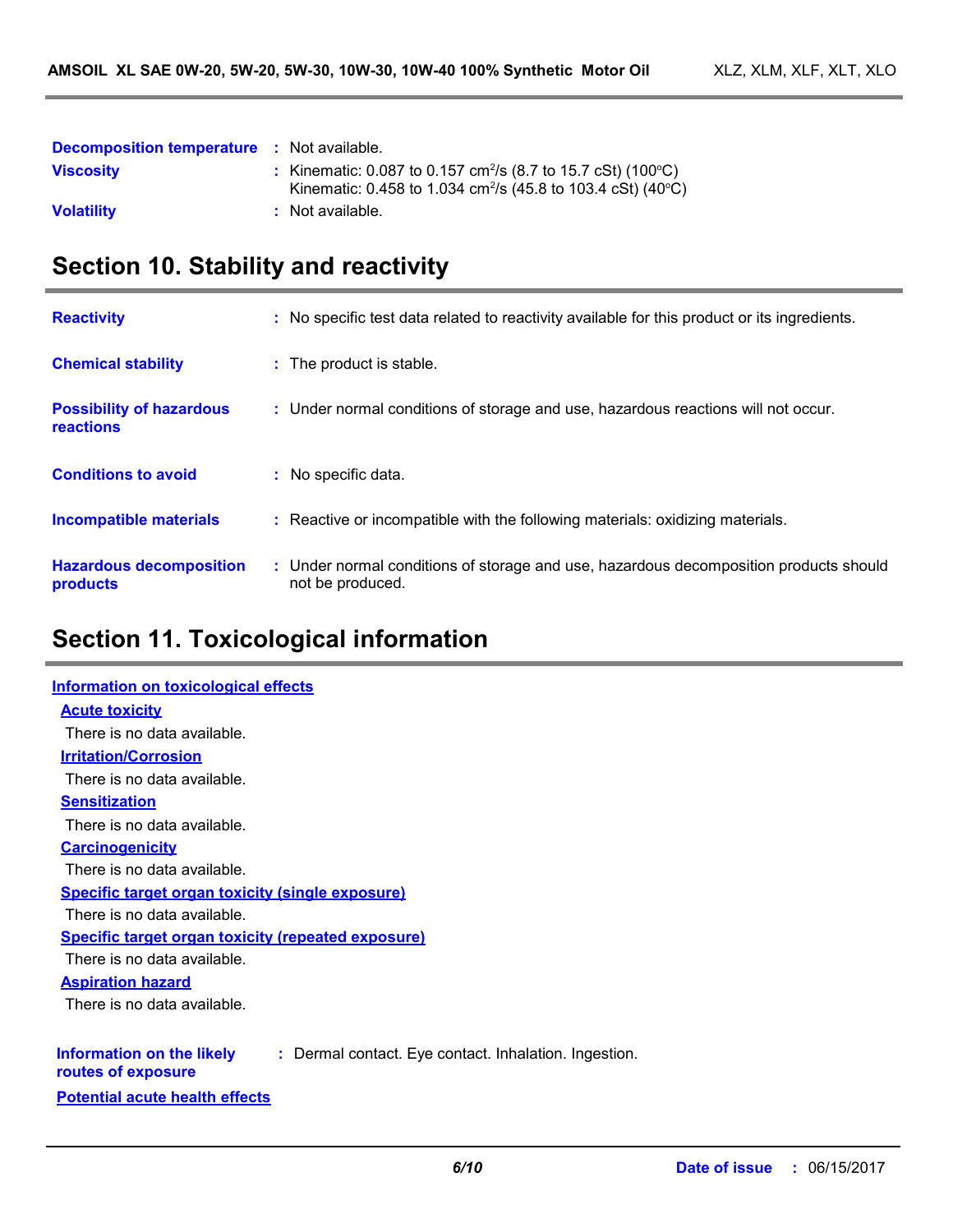**Decomposition temperature** : Not available.

**Viscosity** : Kinematic: 0.087 to 0.157 $cm^2/s$ (8.7 to 15.7 cSt) (100°C)
Kinematic: 0.458 to 1.034 $cm^2/s$ (45.8 to 103.4 cSt) (40°C)

**Volatility** : Not available.

## Section 10. Stability and reactivity

**Reactivity** : No specific test data related to reactivity available for this product or its ingredients.

**Chemical stability** : The product is stable.

**Possibility of hazardous reactions** : Under normal conditions of storage and use, hazardous reactions will not occur.

**Conditions to avoid** : No specific data.

**Incompatible materials** : Reactive or incompatible with the following materials: oxidizing materials.

**Hazardous decomposition products** : Under normal conditions of storage and use, hazardous decomposition products should not be produced.

## Section 11. Toxicological information

**Information on toxicological effects**

**Acute toxicity**

There is no data available.

**Irritation/Corrosion**

There is no data available.

**Sensitization**

There is no data available.

**Carcinogenicity**

There is no data available.

**Specific target organ toxicity (single exposure)**

There is no data available.

**Specific target organ toxicity (repeated exposure)**

There is no data available.

**Aspiration hazard**

There is no data available.

**Information on the likely routes of exposure** : Dermal contact. Eye contact. Inhalation. Ingestion.

**Potential acute health effects**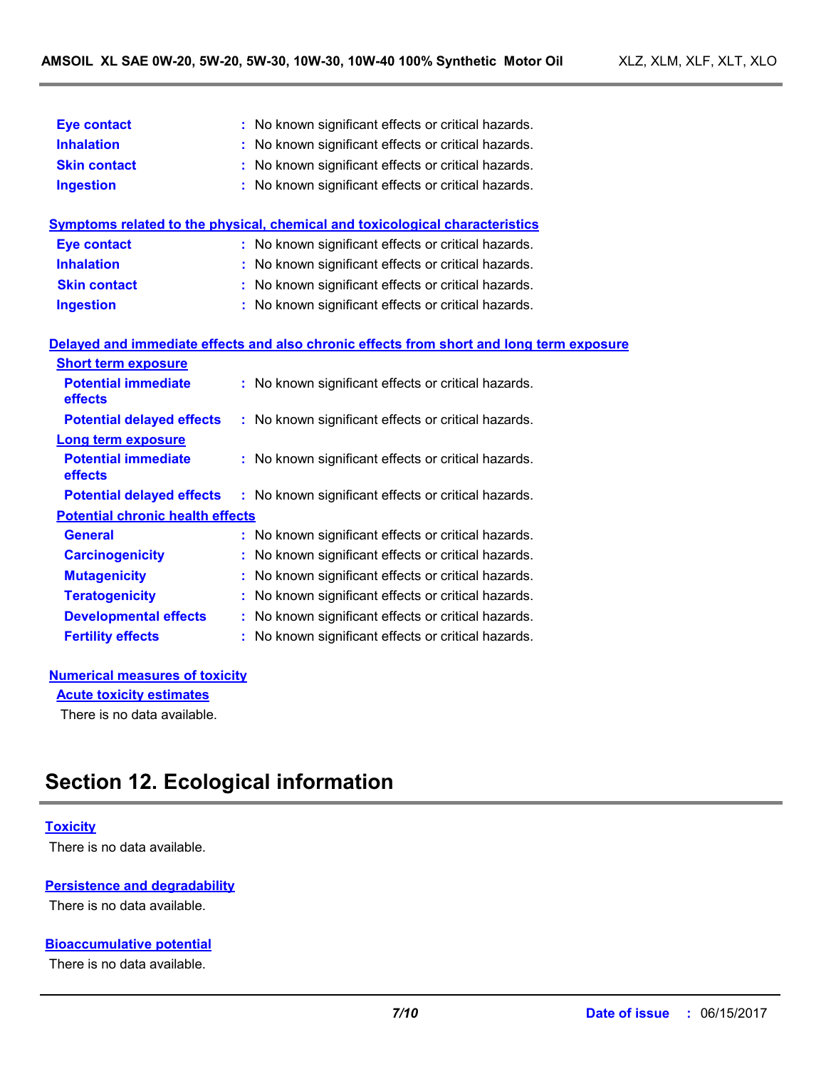**Eye contact** : No known significant effects or critical hazards.
**Inhalation** : No known significant effects or critical hazards.
**Skin contact** : No known significant effects or critical hazards.
**Ingestion** : No known significant effects or critical hazards.

**Symptoms related to the physical, chemical and toxicological characteristics**

**Eye contact** : No known significant effects or critical hazards.
**Inhalation** : No known significant effects or critical hazards.
**Skin contact** : No known significant effects or critical hazards.
**Ingestion** : No known significant effects or critical hazards.

**Delayed and immediate effects and also chronic effects from short and long term exposure**

**Short term exposure**

**Potential immediate effects** : No known significant effects or critical hazards.
**Potential delayed effects** : No known significant effects or critical hazards.

**Long term exposure**

**Potential immediate effects** : No known significant effects or critical hazards.
**Potential delayed effects** : No known significant effects or critical hazards.

**Potential chronic health effects**

**General** : No known significant effects or critical hazards.
**Carcinogenicity** : No known significant effects or critical hazards.
**Mutagenicity** : No known significant effects or critical hazards.
**Teratogenicity** : No known significant effects or critical hazards.
**Developmental effects** : No known significant effects or critical hazards.
**Fertility effects** : No known significant effects or critical hazards.

**Numerical measures of toxicity**

**Acute toxicity estimates**

There is no data available.

# Section 12. Ecological information

**Toxicity**

There is no data available.

**Persistence and degradability**

There is no data available.

**Bioaccumulative potential**

There is no data available.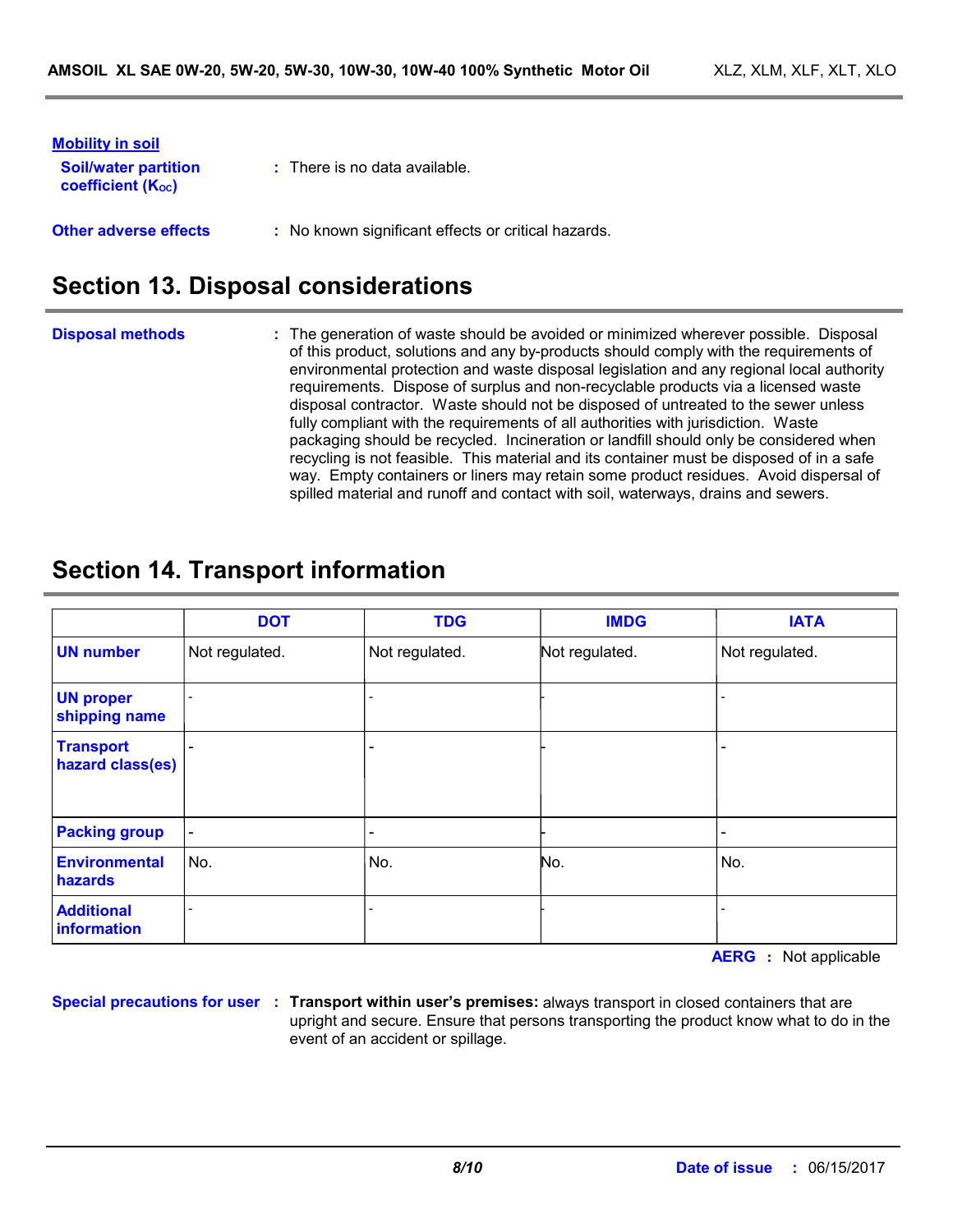**Mobility in soil**

**Soil/water partition coefficient ($K_{OC}$)** : There is no data available.

**Other adverse effects** : No known significant effects or critical hazards.

## Section 13. Disposal considerations

**Disposal methods** : The generation of waste should be avoided or minimized wherever possible. Disposal of this product, solutions and any by-products should comply with the requirements of environmental protection and waste disposal legislation and any regional local authority requirements. Dispose of surplus and non-recyclable products via a licensed waste disposal contractor. Waste should not be disposed of untreated to the sewer unless fully compliant with the requirements of all authorities with jurisdiction. Waste packaging should be recycled. Incineration or landfill should only be considered when recycling is not feasible. This material and its container must be disposed of in a safe way. Empty containers or liners may retain some product residues. Avoid dispersal of spilled material and runoff and contact with soil, waterways, drains and sewers.

## Section 14. Transport information

| | DOT | TDG | IMDG | IATA |
|---|---|---|---|---|
| **UN number** | Not regulated. | Not regulated. | Not regulated. | Not regulated. |
| **UN proper shipping name** | - | - | - | - |
| **Transport hazard class(es)** | - | - | - | - |
| **Packing group** | - | - | - | - |
| **Environmental hazards** | No. | No. | No. | No. |
| **Additional information** | - | - | - | - |

**AERG** : Not applicable

**Special precautions for user** : **Transport within user's premises:** always transport in closed containers that are upright and secure. Ensure that persons transporting the product know what to do in the event of an accident or spillage.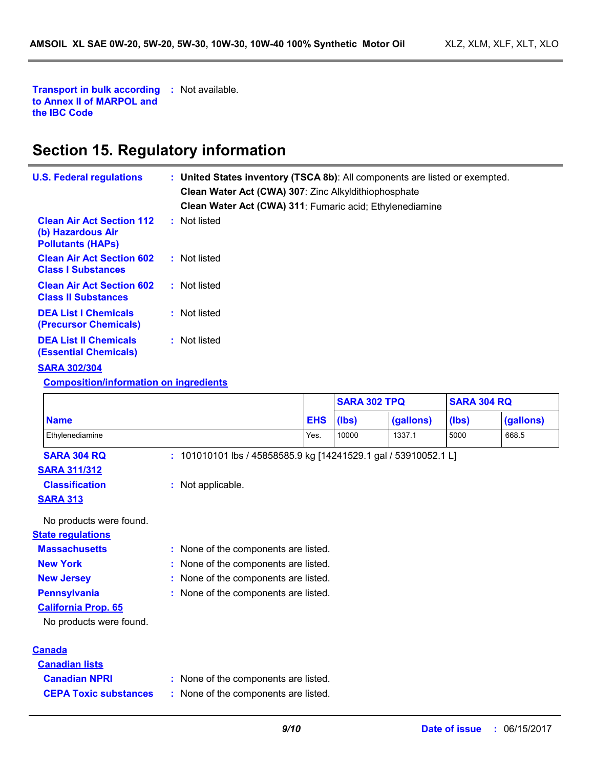**Transport in bulk according to Annex II of MARPOL and the IBC Code** : Not available.

## Section 15. Regulatory information

**U.S. Federal regulations** : **United States inventory (TSCA 8b)**: All components are listed or exempted.
**Clean Water Act (CWA) 307**: Zinc Alkyldithiophosphate
**Clean Water Act (CWA) 311**: Fumaric acid; Ethylenediamine

**Clean Air Act Section 112 (b) Hazardous Air Pollutants (HAPs)** : Not listed

**Clean Air Act Section 602 Class I Substances** : Not listed

**Clean Air Act Section 602 Class II Substances** : Not listed

**DEA List I Chemicals (Precursor Chemicals)** : Not listed

**DEA List II Chemicals (Essential Chemicals)** : Not listed

**SARA 302/304**

**Composition/information on ingredients**

| | | SARA 302 TPQ | | SARA 304 RQ | |
|---|---|---|---|---|---|
| **Name** | **EHS** | **(lbs)** | **(gallons)** | **(lbs)** | **(gallons)** |
| Ethylenediamine | Yes. | 10000 | 1337.1 | 5000 | 668.5 |

**SARA 304 RQ** : 101010101 lbs / 45858585.9 kg [14241529.1 gal / 53910052.1 L]

**SARA 311/312**

**Classification** : Not applicable.

**SARA 313**

No products were found.

**State regulations**

**Massachusetts** : None of the components are listed.

**New York** : None of the components are listed.

**New Jersey** : None of the components are listed.

**Pennsylvania** : None of the components are listed.

**California Prop. 65**

No products were found.

**Canada**

**Canadian lists**

**Canadian NPRI** : None of the components are listed.

**CEPA Toxic substances** : None of the components are listed.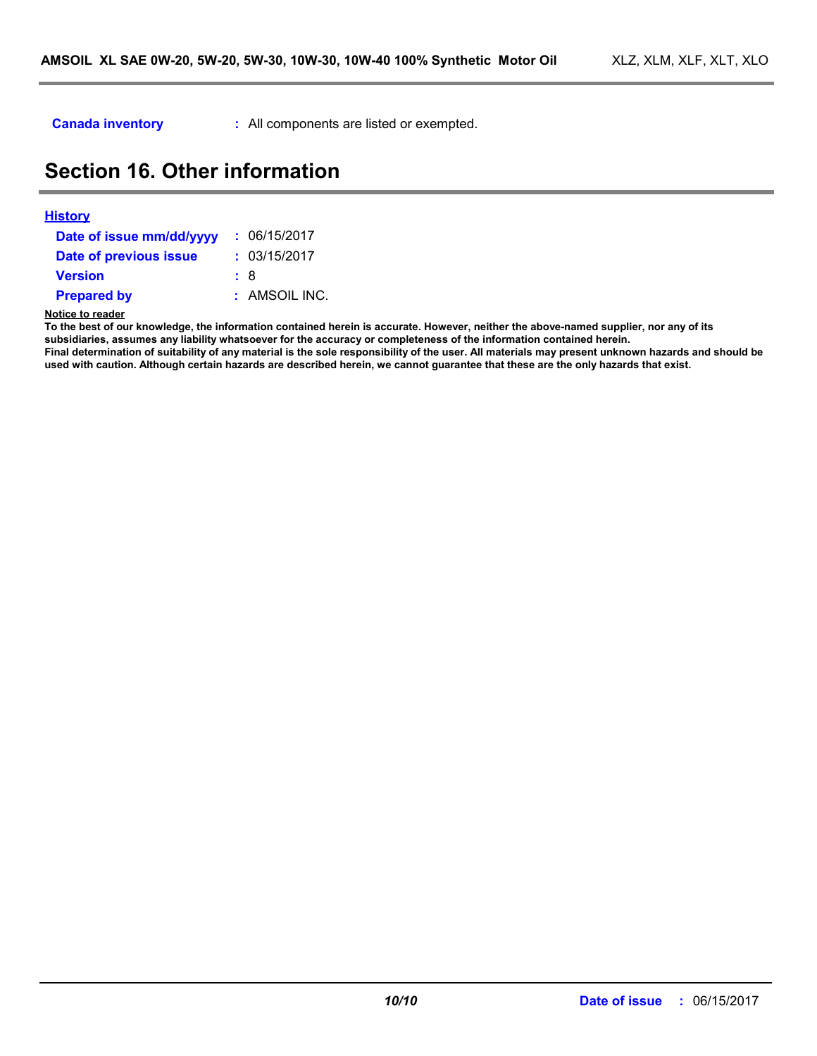**Canada inventory** : All components are listed or exempted.

## Section 16. Other information

**History**

**Date of issue mm/dd/yyyy** : 06/15/2017

**Date of previous issue** : 03/15/2017

**Version** : 8

**Prepared by** : AMSOIL INC.

**Notice to reader**

**To the best of our knowledge, the information contained herein is accurate. However, neither the above-named supplier, nor any of its subsidiaries, assumes any liability whatsoever for the accuracy or completeness of the information contained herein.**
**Final determination of suitability of any material is the sole responsibility of the user. All materials may present unknown hazards and should be used with caution. Although certain hazards are described herein, we cannot guarantee that these are the only hazards that exist.**